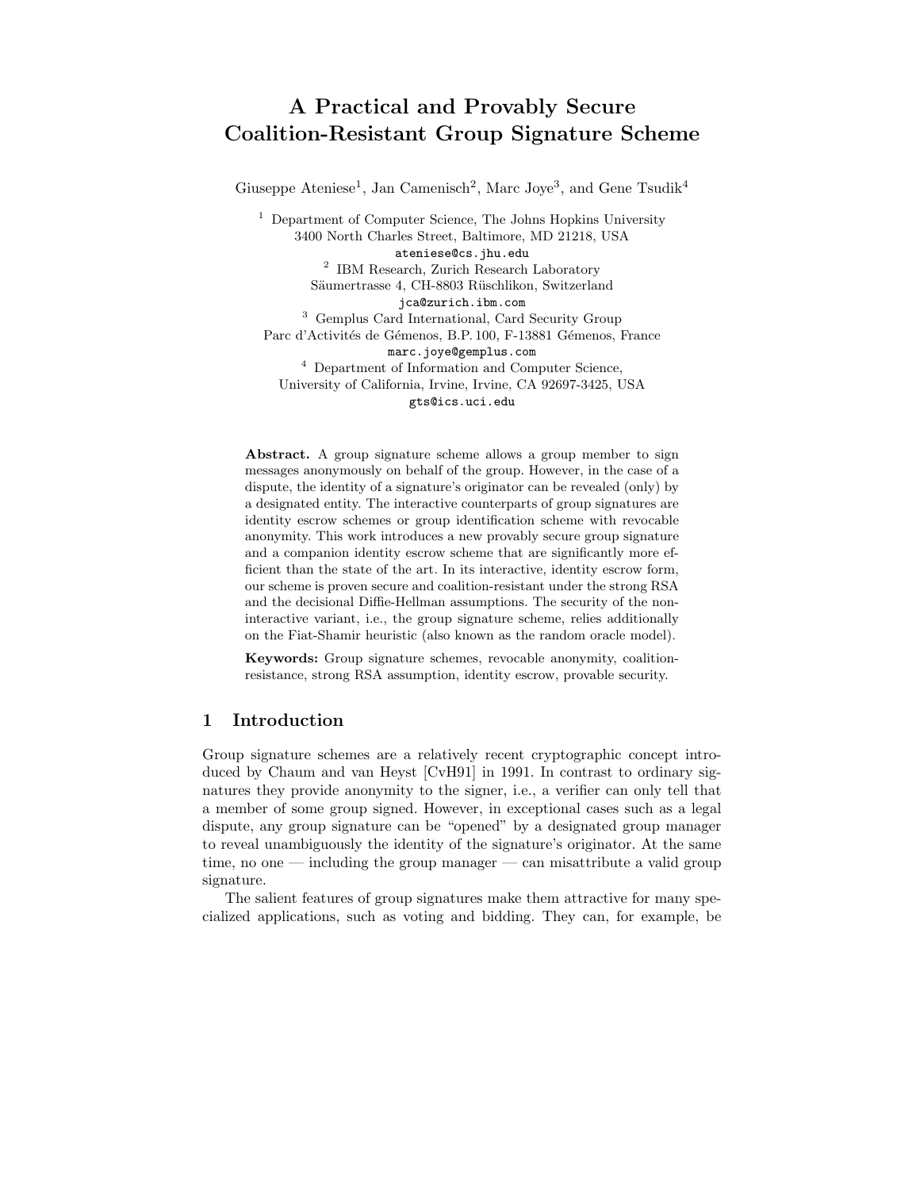# A Practical and Provably Secure Coalition-Resistant Group Signature Scheme

Giuseppe Ateniese[1], Jan Camenisch[2], Marc Joye[3], and Gene Tsudik[4]

[1] Department of Computer Science, The Johns Hopkins University
3400 North Charles Street, Baltimore, MD 21218, USA
ateniese@cs.jhu.edu

[2] IBM Research, Zurich Research Laboratory
Säumertrasse 4, CH-8803 Rüschlikon, Switzerland
jca@zurich.ibm.com

[3] Gemplus Card International, Card Security Group
Parc d'Activités de Gémenos, B.P. 100, F-13881 Gémenos, France
marc.joye@gemplus.com

[4] Department of Information and Computer Science,
University of California, Irvine, Irvine, CA 92697-3425, USA
gts@ics.uci.edu

**Abstract.** A group signature scheme allows a group member to sign messages anonymously on behalf of the group. However, in the case of a dispute, the identity of a signature's originator can be revealed (only) by a designated entity. The interactive counterparts of group signatures are identity escrow schemes or group identification scheme with revocable anonymity. This work introduces a new provably secure group signature and a companion identity escrow scheme that are significantly more efficient than the state of the art. In its interactive, identity escrow form, our scheme is proven secure and coalition-resistant under the strong RSA and the decisional Diffie-Hellman assumptions. The security of the non-interactive variant, i.e., the group signature scheme, relies additionally on the Fiat-Shamir heuristic (also known as the random oracle model).

**Keywords:** Group signature schemes, revocable anonymity, coalition-resistance, strong RSA assumption, identity escrow, provable security.

## 1 Introduction

Group signature schemes are a relatively recent cryptographic concept introduced by Chaum and van Heyst [CvH91] in 1991. In contrast to ordinary signatures they provide anonymity to the signer, i.e., a verifier can only tell that a member of some group signed. However, in exceptional cases such as a legal dispute, any group signature can be "opened" by a designated group manager to reveal unambiguously the identity of the signature's originator. At the same time, no one — including the group manager — can misattribute a valid group signature.

The salient features of group signatures make them attractive for many specialized applications, such as voting and bidding. They can, for example, be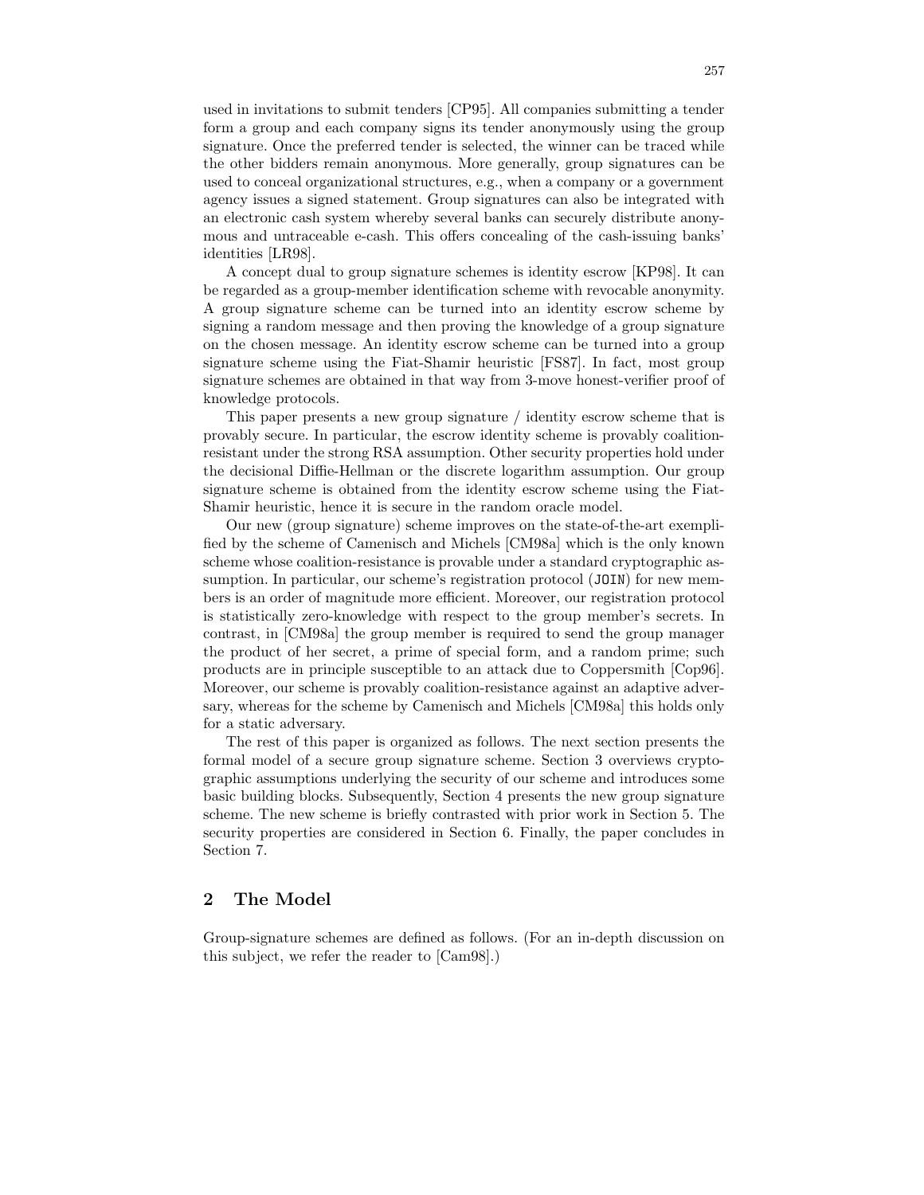used in invitations to submit tenders [CP95]. All companies submitting a tender form a group and each company signs its tender anonymously using the group signature. Once the preferred tender is selected, the winner can be traced while the other bidders remain anonymous. More generally, group signatures can be used to conceal organizational structures, e.g., when a company or a government agency issues a signed statement. Group signatures can also be integrated with an electronic cash system whereby several banks can securely distribute anonymous and untraceable e-cash. This offers concealing of the cash-issuing banks' identities [LR98].

A concept dual to group signature schemes is identity escrow [KP98]. It can be regarded as a group-member identification scheme with revocable anonymity. A group signature scheme can be turned into an identity escrow scheme by signing a random message and then proving the knowledge of a group signature on the chosen message. An identity escrow scheme can be turned into a group signature scheme using the Fiat-Shamir heuristic [FS87]. In fact, most group signature schemes are obtained in that way from 3-move honest-verifier proof of knowledge protocols.

This paper presents a new group signature / identity escrow scheme that is provably secure. In particular, the escrow identity scheme is provably coalition-resistant under the strong RSA assumption. Other security properties hold under the decisional Diffie-Hellman or the discrete logarithm assumption. Our group signature scheme is obtained from the identity escrow scheme using the Fiat-Shamir heuristic, hence it is secure in the random oracle model.

Our new (group signature) scheme improves on the state-of-the-art exemplified by the scheme of Camenisch and Michels [CM98a] which is the only known scheme whose coalition-resistance is provable under a standard cryptographic assumption. In particular, our scheme's registration protocol (`JOIN`) for new members is an order of magnitude more efficient. Moreover, our registration protocol is statistically zero-knowledge with respect to the group member's secrets. In contrast, in [CM98a] the group member is required to send the group manager the product of her secret, a prime of special form, and a random prime; such products are in principle susceptible to an attack due to Coppersmith [Cop96]. Moreover, our scheme is provably coalition-resistance against an adaptive adversary, whereas for the scheme by Camenisch and Michels [CM98a] this holds only for a static adversary.

The rest of this paper is organized as follows. The next section presents the formal model of a secure group signature scheme. Section 3 overviews cryptographic assumptions underlying the security of our scheme and introduces some basic building blocks. Subsequently, Section 4 presents the new group signature scheme. The new scheme is briefly contrasted with prior work in Section 5. The security properties are considered in Section 6. Finally, the paper concludes in Section 7.

## 2 The Model

Group-signature schemes are defined as follows. (For an in-depth discussion on this subject, we refer the reader to [Cam98].)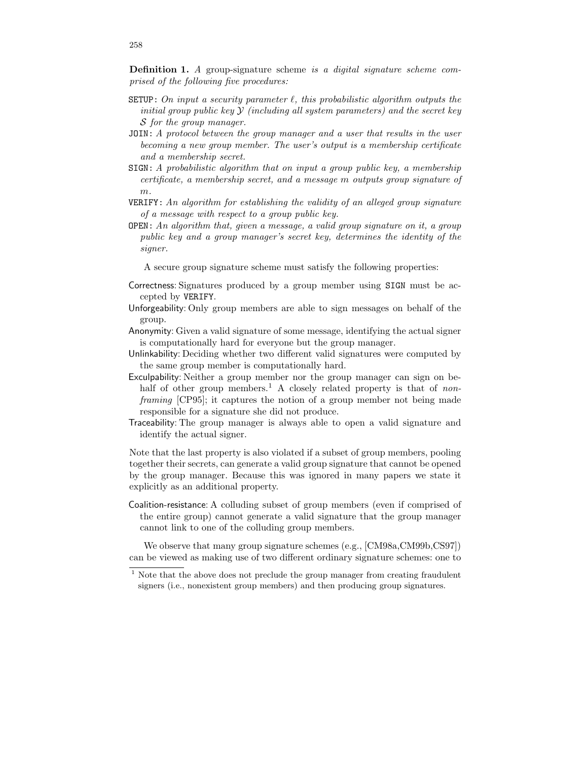**Definition 1.** *A* group-signature scheme *is a digital signature scheme comprised of the following five procedures:*

- `SETUP`: *On input a security parameter $\ell$, this probabilistic algorithm outputs the initial group public key $\mathcal{Y}$ (including all system parameters) and the secret key $\mathcal{S}$ for the group manager.*
- `JOIN`: *A protocol between the group manager and a user that results in the user becoming a new group member. The user's output is a membership certificate and a membership secret.*
- `SIGN`: *A probabilistic algorithm that on input a group public key, a membership certificate, a membership secret, and a message $m$ outputs group signature of $m$.*
- `VERIFY`: *An algorithm for establishing the validity of an alleged group signature of a message with respect to a group public key.*
- `OPEN`: *An algorithm that, given a message, a valid group signature on it, a group public key and a group manager's secret key, determines the identity of the signer.*

A secure group signature scheme must satisfy the following properties:

- Correctness: Signatures produced by a group member using `SIGN` must be accepted by `VERIFY`.
- Unforgeability: Only group members are able to sign messages on behalf of the group.
- Anonymity: Given a valid signature of some message, identifying the actual signer is computationally hard for everyone but the group manager.
- Unlinkability: Deciding whether two different valid signatures were computed by the same group member is computationally hard.
- Exculpability: Neither a group member nor the group manager can sign on behalf of other group members.[1] A closely related property is that of *non-framing* [CP95]; it captures the notion of a group member not being made responsible for a signature she did not produce.
- Traceability: The group manager is always able to open a valid signature and identify the actual signer.

Note that the last property is also violated if a subset of group members, pooling together their secrets, can generate a valid group signature that cannot be opened by the group manager. Because this was ignored in many papers we state it explicitly as an additional property.

- Coalition-resistance: A colluding subset of group members (even if comprised of the entire group) cannot generate a valid signature that the group manager cannot link to one of the colluding group members.

We observe that many group signature schemes (e.g., [CM98a,CM99b,CS97]) can be viewed as making use of two different ordinary signature schemes: one to

[1] Note that the above does not preclude the group manager from creating fraudulent signers (i.e., nonexistent group members) and then producing group signatures.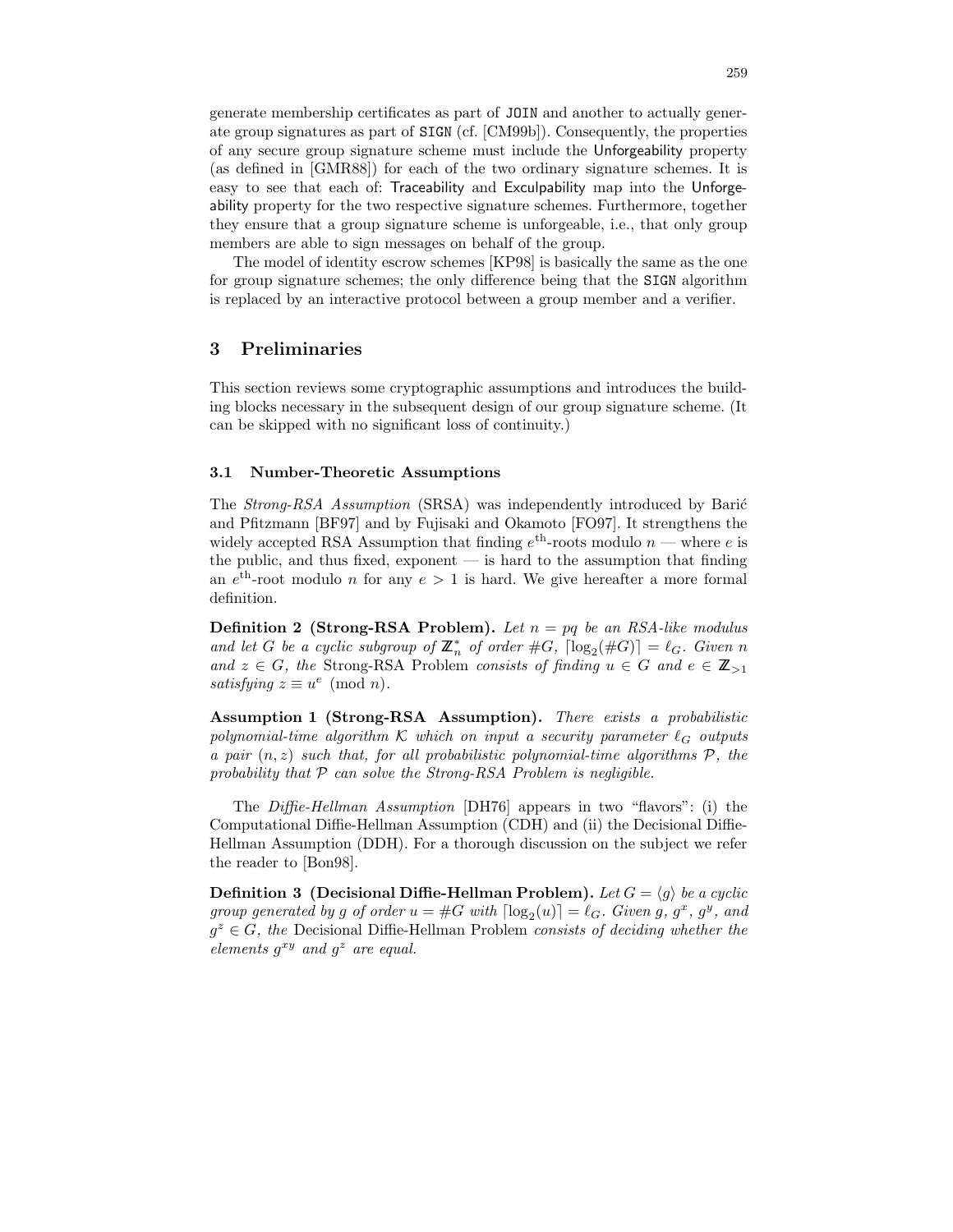generate membership certificates as part of `JOIN` and another to actually generate group signatures as part of `SIGN` (cf. [CM99b]). Consequently, the properties of any secure group signature scheme must include the Unforgeability property (as defined in [GMR88]) for each of the two ordinary signature schemes. It is easy to see that each of: Traceability and Exculpability map into the Unforgeability property for the two respective signature schemes. Furthermore, together they ensure that a group signature scheme is unforgeable, i.e., that only group members are able to sign messages on behalf of the group.

The model of identity escrow schemes [KP98] is basically the same as the one for group signature schemes; the only difference being that the `SIGN` algorithm is replaced by an interactive protocol between a group member and a verifier.

## 3 Preliminaries

This section reviews some cryptographic assumptions and introduces the building blocks necessary in the subsequent design of our group signature scheme. (It can be skipped with no significant loss of continuity.)

### 3.1 Number-Theoretic Assumptions

The *Strong-RSA Assumption* (SRSA) was independently introduced by Barić and Pfitzmann [BF97] and by Fujisaki and Okamoto [FO97]. It strengthens the widely accepted RSA Assumption that finding $e^{\text{th}}$-roots modulo $n$ — where $e$ is the public, and thus fixed, exponent — is hard to the assumption that finding an $e^{\text{th}}$-root modulo $n$ for any $e > 1$ is hard. We give hereafter a more formal definition.

**Definition 2 (Strong-RSA Problem).** *Let $n = pq$ be an RSA-like modulus and let $G$ be a cyclic subgroup of $\mathbb{Z}_n^*$ of order $\#G$, $\lceil \log_2(\#G) \rceil = \ell_G$. Given $n$ and $z \in G$, the* Strong-RSA Problem *consists of finding $u \in G$ and $e \in \mathbb{Z}_{>1}$ satisfying $z \equiv u^e \pmod{n}$.*

**Assumption 1 (Strong-RSA Assumption).** *There exists a probabilistic polynomial-time algorithm $\mathcal{K}$ which on input a security parameter $\ell_G$ outputs a pair $(n, z)$ such that, for all probabilistic polynomial-time algorithms $\mathcal{P}$, the probability that $\mathcal{P}$ can solve the Strong-RSA Problem is negligible.*

The *Diffie-Hellman Assumption* [DH76] appears in two "flavors": (i) the Computational Diffie-Hellman Assumption (CDH) and (ii) the Decisional Diffie-Hellman Assumption (DDH). For a thorough discussion on the subject we refer the reader to [Bon98].

**Definition 3 (Decisional Diffie-Hellman Problem).** *Let $G = \langle g \rangle$ be a cyclic group generated by $g$ of order $u = \#G$ with $\lceil \log_2(u) \rceil = \ell_G$. Given $g$, $g^x$, $g^y$, and $g^z \in G$, the* Decisional Diffie-Hellman Problem *consists of deciding whether the elements $g^{xy}$ and $g^z$ are equal.*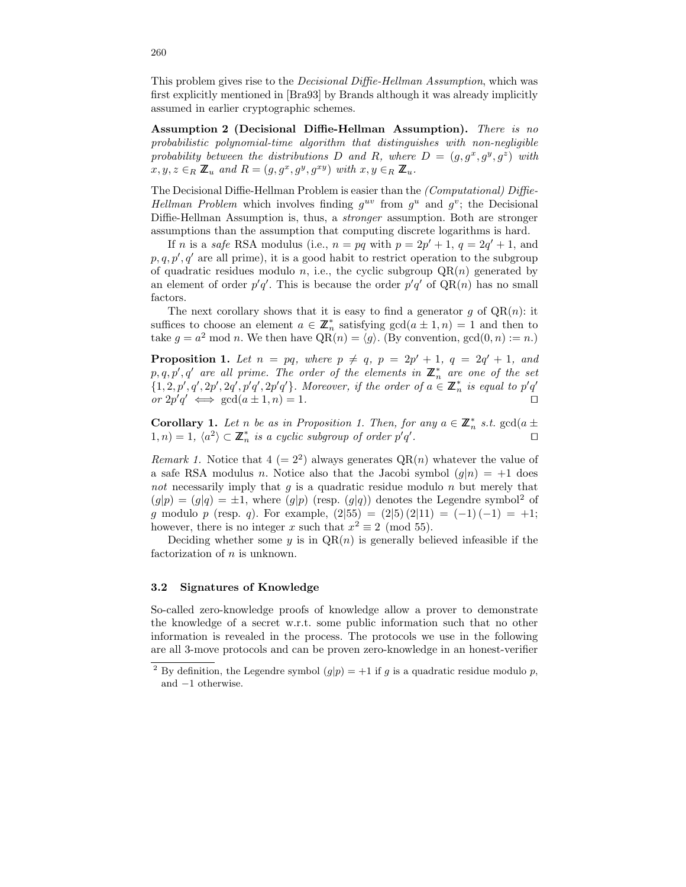This problem gives rise to the *Decisional Diffie-Hellman Assumption*, which was first explicitly mentioned in [Bra93] by Brands although it was already implicitly assumed in earlier cryptographic schemes.

**Assumption 2 (Decisional Diffie-Hellman Assumption).** *There is no probabilistic polynomial-time algorithm that distinguishes with non-negligible probability between the distributions $D$ and $R$, where $D = (g, g^x, g^y, g^z)$ with $x, y, z \in_R \mathbb{Z}_u$ and $R = (g, g^x, g^y, g^{xy})$ with $x, y \in_R \mathbb{Z}_u$.*

The Decisional Diffie-Hellman Problem is easier than the *(Computational) Diffie-Hellman Problem* which involves finding $g^{uv}$ from $g^u$ and $g^v$; the Decisional Diffie-Hellman Assumption is, thus, a *stronger* assumption. Both are stronger assumptions than the assumption that computing discrete logarithms is hard.

If $n$ is a *safe* RSA modulus (i.e., $n = pq$ with $p = 2p' + 1$, $q = 2q' + 1$, and $p, q, p', q'$ are all prime), it is a good habit to restrict operation to the subgroup of quadratic residues modulo $n$, i.e., the cyclic subgroup $\mathrm{QR}(n)$ generated by an element of order $p'q'$. This is because the order $p'q'$ of $\mathrm{QR}(n)$ has no small factors.

The next corollary shows that it is easy to find a generator $g$ of $\mathrm{QR}(n)$: it suffices to choose an element $a \in \mathbb{Z}_n^*$ satisfying $\gcd(a \pm 1, n) = 1$ and then to take $g = a^2 \bmod n$. We then have $\mathrm{QR}(n) = \langle g \rangle$. (By convention, $\gcd(0, n) := n$.)

**Proposition 1.** *Let $n = pq$, where $p \neq q$, $p = 2p' + 1$, $q = 2q' + 1$, and $p, q, p', q'$ are all prime. The order of the elements in $\mathbb{Z}_n^*$ are one of the set $\{1, 2, p', q', 2p', 2q', p'q', 2p'q'\}$. Moreover, if the order of $a \in \mathbb{Z}_n^*$ is equal to $p'q'$ or $2p'q'$ $\iff$ $\gcd(a \pm 1, n) = 1$.* □

**Corollary 1.** *Let $n$ be as in Proposition 1. Then, for any $a \in \mathbb{Z}_n^*$ s.t. $\gcd(a \pm 1, n) = 1$, $\langle a^2 \rangle \subset \mathbb{Z}_n^*$ is a cyclic subgroup of order $p'q'$.* □

*Remark 1.* Notice that 4 $(= 2^2)$ always generates $\mathrm{QR}(n)$ whatever the value of a safe RSA modulus $n$. Notice also that the Jacobi symbol $(g|n) = +1$ does *not* necessarily imply that $g$ is a quadratic residue modulo $n$ but merely that $(g|p) = (g|q) = \pm 1$, where $(g|p)$ (resp. $(g|q)$) denotes the Legendre symbol[2] of $g$ modulo $p$ (resp. $q$). For example, $(2|55) = (2|5)\,(2|11) = (-1)\,(-1) = +1$; however, there is no integer $x$ such that $x^2 \equiv 2 \pmod{55}$.

Deciding whether some $y$ is in $\mathrm{QR}(n)$ is generally believed infeasible if the factorization of $n$ is unknown.

### 3.2 Signatures of Knowledge

So-called zero-knowledge proofs of knowledge allow a prover to demonstrate the knowledge of a secret w.r.t. some public information such that no other information is revealed in the process. The protocols we use in the following are all 3-move protocols and can be proven zero-knowledge in an honest-verifier

[2] By definition, the Legendre symbol $(g|p) = +1$ if $g$ is a quadratic residue modulo $p$, and $-1$ otherwise.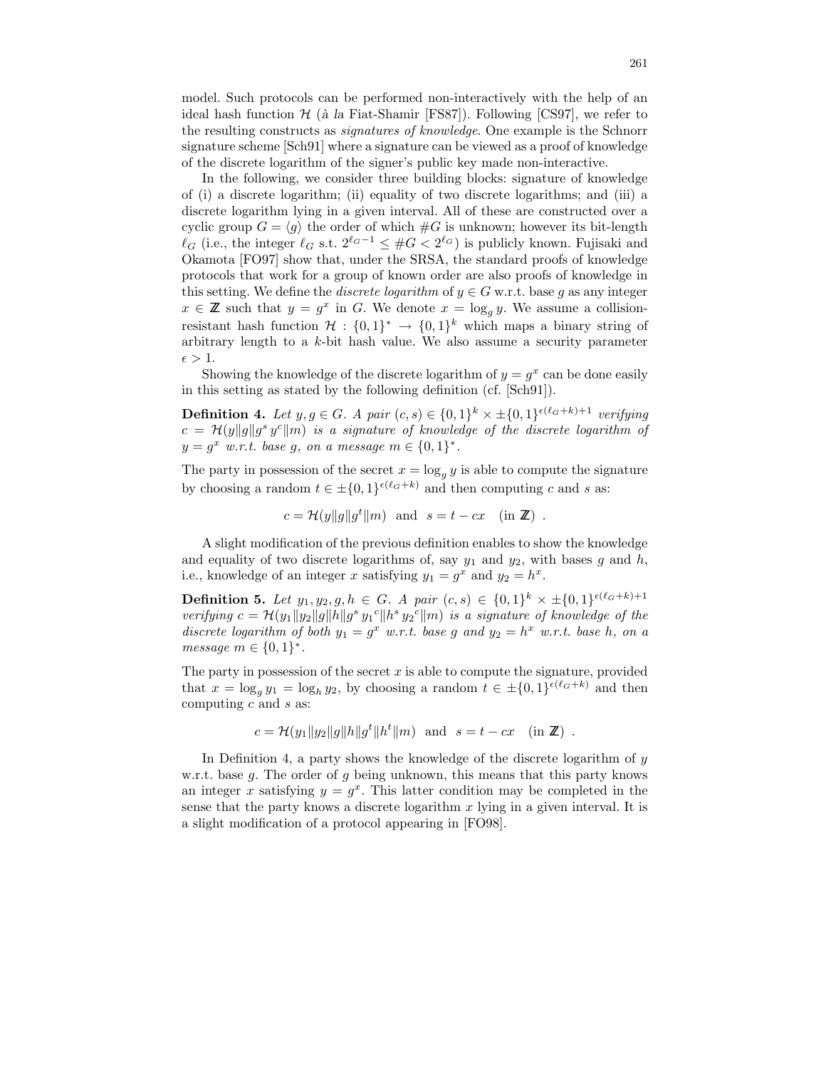model. Such protocols can be performed non-interactively with the help of an ideal hash function $\mathcal{H}$ (*à la* Fiat-Shamir [FS87]). Following [CS97], we refer to the resulting constructs as *signatures of knowledge*. One example is the Schnorr signature scheme [Sch91] where a signature can be viewed as a proof of knowledge of the discrete logarithm of the signer's public key made non-interactive.

In the following, we consider three building blocks: signature of knowledge of (i) a discrete logarithm; (ii) equality of two discrete logarithms; and (iii) a discrete logarithm lying in a given interval. All of these are constructed over a cyclic group $G = \langle g \rangle$ the order of which $\#G$ is unknown; however its bit-length $\ell_G$ (i.e., the integer $\ell_G$ s.t. $2^{\ell_G - 1} \leq \#G < 2^{\ell_G}$) is publicly known. Fujisaki and Okamota [FO97] show that, under the SRSA, the standard proofs of knowledge protocols that work for a group of known order are also proofs of knowledge in this setting. We define the *discrete logarithm* of $y \in G$ w.r.t. base $g$ as any integer $x \in \mathbb{Z}$ such that $y = g^x$ in $G$. We denote $x = \log_g y$. We assume a collision-resistant hash function $\mathcal{H} : \{0,1\}^* \rightarrow \{0,1\}^k$ which maps a binary string of arbitrary length to a $k$-bit hash value. We also assume a security parameter $\epsilon > 1$.

Showing the knowledge of the discrete logarithm of $y = g^x$ can be done easily in this setting as stated by the following definition (cf. [Sch91]).

**Definition 4.** *Let $y, g \in G$. A pair $(c, s) \in \{0,1\}^k \times \pm\{0,1\}^{\epsilon(\ell_G + k)+1}$ verifying $c = \mathcal{H}(y \| g \| g^s\, y^c \| m)$ is a signature of knowledge of the discrete logarithm of $y = g^x$ w.r.t. base $g$, on a message $m \in \{0,1\}^*$.*

The party in possession of the secret $x = \log_g y$ is able to compute the signature by choosing a random $t \in \pm\{0,1\}^{\epsilon(\ell_G + k)}$ and then computing $c$ and $s$ as:

$$c = \mathcal{H}(y \| g \| g^t \| m) \quad \text{and} \quad s = t - cx \quad (\text{in } \mathbb{Z}) \ .$$

A slight modification of the previous definition enables to show the knowledge and equality of two discrete logarithms of, say $y_1$ and $y_2$, with bases $g$ and $h$, i.e., knowledge of an integer $x$ satisfying $y_1 = g^x$ and $y_2 = h^x$.

**Definition 5.** *Let $y_1, y_2, g, h \in G$. A pair $(c, s) \in \{0,1\}^k \times \pm\{0,1\}^{\epsilon(\ell_G + k)+1}$ verifying $c = \mathcal{H}(y_1 \| y_2 \| g \| h \| g^s\, {y_1}^c \| h^s\, {y_2}^c \| m)$ is a signature of knowledge of the discrete logarithm of both $y_1 = g^x$ w.r.t. base $g$ and $y_2 = h^x$ w.r.t. base $h$, on a message $m \in \{0,1\}^*$.*

The party in possession of the secret $x$ is able to compute the signature, provided that $x = \log_g y_1 = \log_h y_2$, by choosing a random $t \in \pm\{0,1\}^{\epsilon(\ell_G + k)}$ and then computing $c$ and $s$ as:

$$c = \mathcal{H}(y_1 \| y_2 \| g \| h \| g^t \| h^t \| m) \quad \text{and} \quad s = t - cx \quad (\text{in } \mathbb{Z}) \ .$$

In Definition 4, a party shows the knowledge of the discrete logarithm of $y$ w.r.t. base $g$. The order of $g$ being unknown, this means that this party knows an integer $x$ satisfying $y = g^x$. This latter condition may be completed in the sense that the party knows a discrete logarithm $x$ lying in a given interval. It is a slight modification of a protocol appearing in [FO98].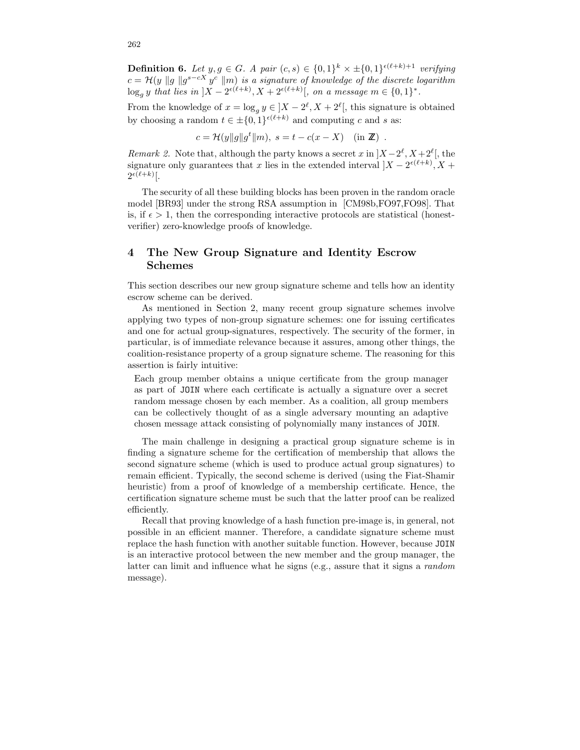**Definition 6.** *Let $y, g \in G$. A pair $(c, s) \in \{0,1\}^k \times \pm\{0,1\}^{\epsilon(\ell+k)+1}$ verifying $c = \mathcal{H}(y \,\|g\, \|g^{s-cX}\, y^c\, \|m)$ is a signature of knowledge of the discrete logarithm $\log_g y$ that lies in $]X - 2^{\epsilon(\ell+k)}, X + 2^{\epsilon(\ell+k)}[$, on a message $m \in \{0,1\}^*$.*

From the knowledge of $x = \log_g y \in ]X - 2^\ell, X + 2^\ell[$, this signature is obtained by choosing a random $t \in \pm\{0,1\}^{\epsilon(\ell+k)}$ and computing $c$ and $s$ as:

$$c = \mathcal{H}(y\|g\|g^t\|m),\ s = t - c(x - X) \quad (\text{in } \mathbb{Z}) \ .$$

*Remark 2.* Note that, although the party knows a secret $x$ in $]X-2^\ell, X+2^\ell[$, the signature only guarantees that $x$ lies in the extended interval $]X - 2^{\epsilon(\ell+k)}, X + 2^{\epsilon(\ell+k)}[$.

The security of all these building blocks has been proven in the random oracle model [BR93] under the strong RSA assumption in [CM98b,FO97,FO98]. That is, if $\epsilon > 1$, then the corresponding interactive protocols are statistical (honest-verifier) zero-knowledge proofs of knowledge.

## 4 The New Group Signature and Identity Escrow Schemes

This section describes our new group signature scheme and tells how an identity escrow scheme can be derived.

As mentioned in Section 2, many recent group signature schemes involve applying two types of non-group signature schemes: one for issuing certificates and one for actual group-signatures, respectively. The security of the former, in particular, is of immediate relevance because it assures, among other things, the coalition-resistance property of a group signature scheme. The reasoning for this assertion is fairly intuitive:

> Each group member obtains a unique certificate from the group manager as part of `JOIN` where each certificate is actually a signature over a secret random message chosen by each member. As a coalition, all group members can be collectively thought of as a single adversary mounting an adaptive chosen message attack consisting of polynomially many instances of `JOIN`.

The main challenge in designing a practical group signature scheme is in finding a signature scheme for the certification of membership that allows the second signature scheme (which is used to produce actual group signatures) to remain efficient. Typically, the second scheme is derived (using the Fiat-Shamir heuristic) from a proof of knowledge of a membership certificate. Hence, the certification signature scheme must be such that the latter proof can be realized efficiently.

Recall that proving knowledge of a hash function pre-image is, in general, not possible in an efficient manner. Therefore, a candidate signature scheme must replace the hash function with another suitable function. However, because `JOIN` is an interactive protocol between the new member and the group manager, the latter can limit and influence what he signs (e.g., assure that it signs a *random* message).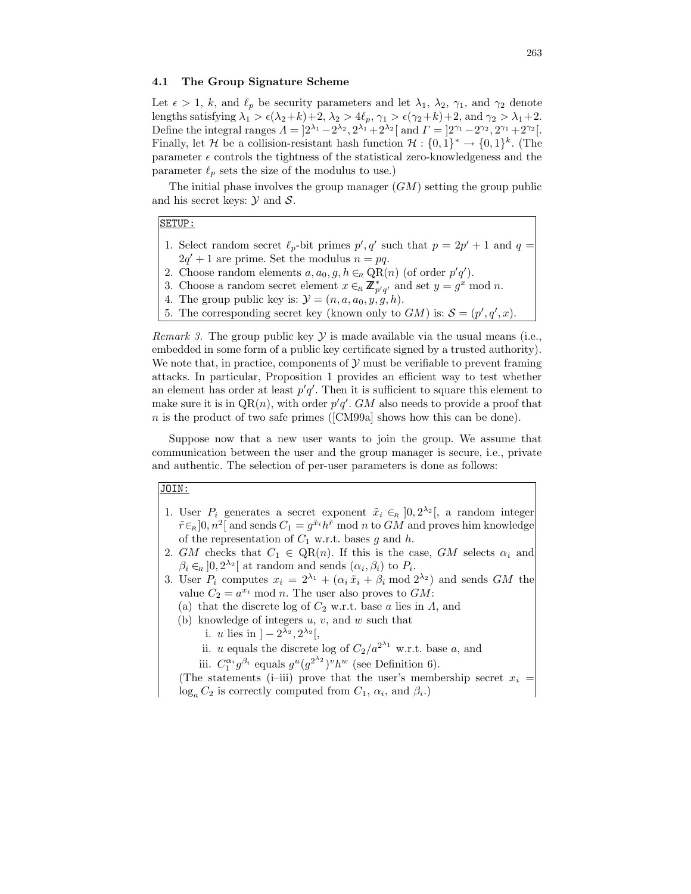### 4.1 The Group Signature Scheme

Let $\epsilon > 1$, $k$, and $\ell_p$ be security parameters and let $\lambda_1$, $\lambda_2$, $\gamma_1$, and $\gamma_2$ denote lengths satisfying $\lambda_1 > \epsilon(\lambda_2 + k) + 2$, $\lambda_2 > 4\ell_p$, $\gamma_1 > \epsilon(\gamma_2 + k) + 2$, and $\gamma_2 > \lambda_1 + 2$. Define the integral ranges $\Lambda = ]2^{\lambda_1} - 2^{\lambda_2}, 2^{\lambda_1} + 2^{\lambda_2}[$ and $\Gamma = ]2^{\gamma_1} - 2^{\gamma_2}, 2^{\gamma_1} + 2^{\gamma_2}[$. Finally, let $\mathcal{H}$ be a collision-resistant hash function $\mathcal{H} : \{0,1\}^* \to \{0,1\}^k$. (The parameter $\epsilon$ controls the tightness of the statistical zero-knowledgeness and the parameter $\ell_p$ sets the size of the modulus to use.)

The initial phase involves the group manager ($GM$) setting the group public and his secret keys: $\mathcal{Y}$ and $\mathcal{S}$.

SETUP:

1. Select random secret $\ell_p$-bit primes $p', q'$ such that $p = 2p' + 1$ and $q = 2q' + 1$ are prime. Set the modulus $n = pq$.
2. Choose random elements $a, a_0, g, h \in_R \mathrm{QR}(n)$ (of order $p'q'$).
3. Choose a random secret element $x \in_R \mathbb{Z}^*_{p'q'}$ and set $y = g^x \bmod n$.
4. The group public key is: $\mathcal{Y} = (n, a, a_0, y, g, h)$.
5. The corresponding secret key (known only to $GM$) is: $\mathcal{S} = (p', q', x)$.

*Remark 3.* The group public key $\mathcal{Y}$ is made available via the usual means (i.e., embedded in some form of a public key certificate signed by a trusted authority). We note that, in practice, components of $\mathcal{Y}$ must be verifiable to prevent framing attacks. In particular, Proposition 1 provides an efficient way to test whether an element has order at least $p'q'$. Then it is sufficient to square this element to make sure it is in $\mathrm{QR}(n)$, with order $p'q'$. $GM$ also needs to provide a proof that $n$ is the product of two safe primes ([CM99a] shows how this can be done).

Suppose now that a new user wants to join the group. We assume that communication between the user and the group manager is secure, i.e., private and authentic. The selection of per-user parameters is done as follows:

JOIN:

1. User $P_i$ generates a secret exponent $\tilde{x}_i \in_R ]0, 2^{\lambda_2}[$, a random integer $\tilde{r} \in_R ]0, n^2[$ and sends $C_1 = g^{\tilde{x}_i} h^{\tilde{r}} \bmod n$ to $GM$ and proves him knowledge of the representation of $C_1$ w.r.t. bases $g$ and $h$.
2. $GM$ checks that $C_1 \in \mathrm{QR}(n)$. If this is the case, $GM$ selects $\alpha_i$ and $\beta_i \in_R ]0, 2^{\lambda_2}[$ at random and sends $(\alpha_i, \beta_i)$ to $P_i$.
3. User $P_i$ computes $x_i = 2^{\lambda_1} + (\alpha_i \tilde{x}_i + \beta_i \bmod 2^{\lambda_2})$ and sends $GM$ the value $C_2 = a^{x_i} \bmod n$. The user also proves to $GM$:
   (a) that the discrete log of $C_2$ w.r.t. base $a$ lies in $\Lambda$, and
   (b) knowledge of integers $u$, $v$, and $w$ such that
      i. $u$ lies in $]-2^{\lambda_2}, 2^{\lambda_2}[$,
      ii. $u$ equals the discrete log of $C_2/a^{2^{\lambda_1}}$ w.r.t. base $a$, and
      iii. $C_1^{\alpha_i} g^{\beta_i}$ equals $g^u (g^{2^{\lambda_2}})^v h^w$ (see Definition 6).

   (The statements (i–iii) prove that the user's membership secret $x_i = \log_a C_2$ is correctly computed from $C_1$, $\alpha_i$, and $\beta_i$.)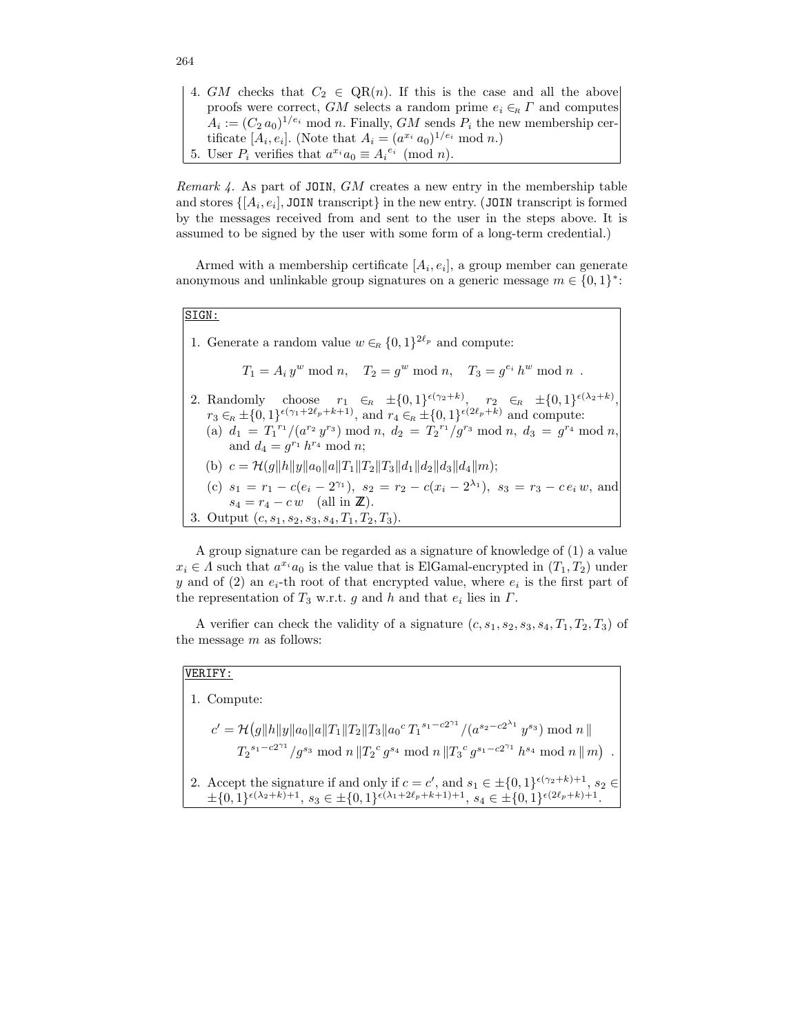4. $GM$ checks that $C_2 \in \mathrm{QR}(n)$. If this is the case and all the above proofs were correct, $GM$ selects a random prime $e_i \in_R \Gamma$ and computes $A_i := (C_2\, a_0)^{1/e_i} \bmod n$. Finally, $GM$ sends $P_i$ the new membership certificate $[A_i, e_i]$. (Note that $A_i = (a^{x_i}\, a_0)^{1/e_i} \bmod n$.)
5. User $P_i$ verifies that $a^{x_i} a_0 \equiv {A_i}^{e_i} \pmod{n}$.

*Remark 4.* As part of `JOIN`, $GM$ creates a new entry in the membership table and stores $\{[A_i, e_i], \texttt{JOIN transcript}\}$ in the new entry. (`JOIN` transcript is formed by the messages received from and sent to the user in the steps above. It is assumed to be signed by the user with some form of a long-term credential.)

Armed with a membership certificate $[A_i, e_i]$, a group member can generate anonymous and unlinkable group signatures on a generic message $m \in \{0,1\}^*$:

`SIGN:`

1. Generate a random value $w \in_R \{0,1\}^{2\ell_p}$ and compute:

$$T_1 = A_i\, y^w \bmod n, \quad T_2 = g^w \bmod n, \quad T_3 = g^{e_i}\, h^w \bmod n \ .$$

2. Randomly choose $r_1 \in_R \pm\{0,1\}^{\epsilon(\gamma_2+k)}$, $r_2 \in_R \pm\{0,1\}^{\epsilon(\lambda_2+k)}$, $r_3 \in_R \pm\{0,1\}^{\epsilon(\gamma_1+2\ell_p+k+1)}$, and $r_4 \in_R \pm\{0,1\}^{\epsilon(2\ell_p+k)}$ and compute:
   (a) $d_1 = {T_1}^{r_1}/(a^{r_2}\, y^{r_3}) \bmod n$, $d_2 = {T_2}^{r_1}/g^{r_3} \bmod n$, $d_3 = g^{r_4} \bmod n$, and $d_4 = g^{r_1}\, h^{r_4} \bmod n$;
   (b) $c = \mathcal{H}(g \| h \| y \| a_0 \| a \| T_1 \| T_2 \| T_3 \| d_1 \| d_2 \| d_3 \| d_4 \| m)$;
   (c) $s_1 = r_1 - c(e_i - 2^{\gamma_1})$, $s_2 = r_2 - c(x_i - 2^{\lambda_1})$, $s_3 = r_3 - c\, e_i\, w$, and $s_4 = r_4 - c\, w$ (all in $\mathbb{Z}$).
3. Output $(c, s_1, s_2, s_3, s_4, T_1, T_2, T_3)$.

A group signature can be regarded as a signature of knowledge of (1) a value $x_i \in \Lambda$ such that $a^{x_i} a_0$ is the value that is ElGamal-encrypted in $(T_1, T_2)$ under $y$ and of (2) an $e_i$-th root of that encrypted value, where $e_i$ is the first part of the representation of $T_3$ w.r.t. $g$ and $h$ and that $e_i$ lies in $\Gamma$.

A verifier can check the validity of a signature $(c, s_1, s_2, s_3, s_4, T_1, T_2, T_3)$ of the message $m$ as follows:

`VERIFY:`

1. Compute:

$$c' = \mathcal{H}\big(g \| h \| y \| a_0 \| a \| T_1 \| T_2 \| T_3 \| {a_0}^c\, {T_1}^{s_1 - c2^{\gamma_1}}/(a^{s_2 - c2^{\lambda_1}}\, y^{s_3}) \bmod n \, \| \\ {T_2}^{s_1 - c2^{\gamma_1}}/g^{s_3} \bmod n \, \| {T_2}^c\, g^{s_4} \bmod n \, \| {T_3}^c\, g^{s_1 - c2^{\gamma_1}}\, h^{s_4} \bmod n \, \| \, m\big) \ .$$

2. Accept the signature if and only if $c = c'$, and $s_1 \in \pm\{0,1\}^{\epsilon(\gamma_2+k)+1}$, $s_2 \in \pm\{0,1\}^{\epsilon(\lambda_2+k)+1}$, $s_3 \in \pm\{0,1\}^{\epsilon(\lambda_1+2\ell_p+k+1)+1}$, $s_4 \in \pm\{0,1\}^{\epsilon(2\ell_p+k)+1}$.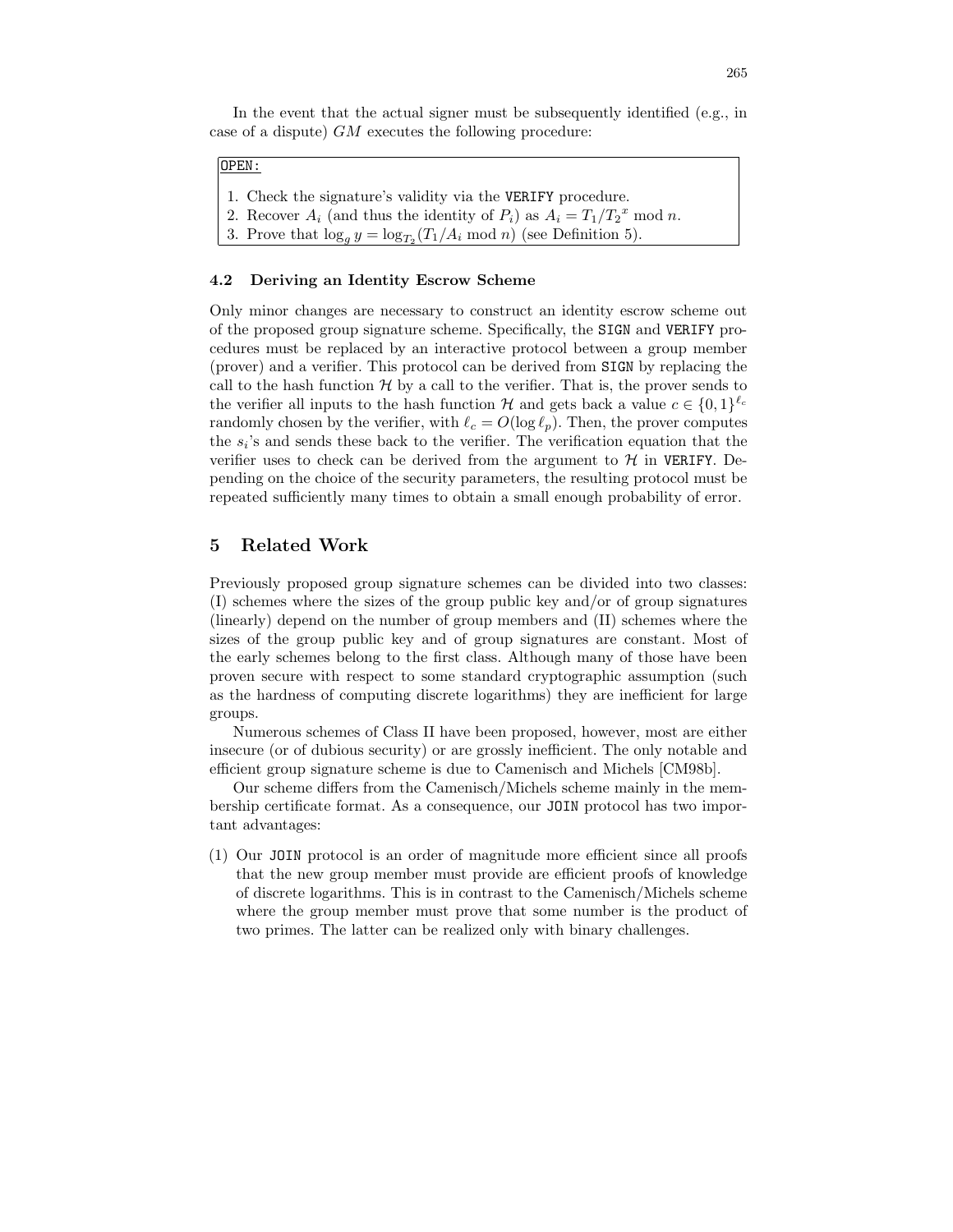In the event that the actual signer must be subsequently identified (e.g., in case of a dispute) $GM$ executes the following procedure:

```
OPEN:
```

1. Check the signature's validity via the `VERIFY` procedure.
2. Recover $A_i$ (and thus the identity of $P_i$) as $A_i = T_1/{T_2}^x \bmod n$.
3. Prove that $\log_g y = \log_{T_2}(T_1/A_i \bmod n)$ (see Definition 5).

### 4.2 Deriving an Identity Escrow Scheme

Only minor changes are necessary to construct an identity escrow scheme out of the proposed group signature scheme. Specifically, the `SIGN` and `VERIFY` procedures must be replaced by an interactive protocol between a group member (prover) and a verifier. This protocol can be derived from `SIGN` by replacing the call to the hash function $\mathcal{H}$ by a call to the verifier. That is, the prover sends to the verifier all inputs to the hash function $\mathcal{H}$ and gets back a value $c \in \{0,1\}^{\ell_c}$ randomly chosen by the verifier, with $\ell_c = O(\log \ell_p)$. Then, the prover computes the $s_i$'s and sends these back to the verifier. The verification equation that the verifier uses to check can be derived from the argument to $\mathcal{H}$ in `VERIFY`. Depending on the choice of the security parameters, the resulting protocol must be repeated sufficiently many times to obtain a small enough probability of error.

## 5 Related Work

Previously proposed group signature schemes can be divided into two classes: (I) schemes where the sizes of the group public key and/or of group signatures (linearly) depend on the number of group members and (II) schemes where the sizes of the group public key and of group signatures are constant. Most of the early schemes belong to the first class. Although many of those have been proven secure with respect to some standard cryptographic assumption (such as the hardness of computing discrete logarithms) they are inefficient for large groups.

Numerous schemes of Class II have been proposed, however, most are either insecure (or of dubious security) or are grossly inefficient. The only notable and efficient group signature scheme is due to Camenisch and Michels [CM98b].

Our scheme differs from the Camenisch/Michels scheme mainly in the membership certificate format. As a consequence, our `JOIN` protocol has two important advantages:

(1) Our `JOIN` protocol is an order of magnitude more efficient since all proofs that the new group member must provide are efficient proofs of knowledge of discrete logarithms. This is in contrast to the Camenisch/Michels scheme where the group member must prove that some number is the product of two primes. The latter can be realized only with binary challenges.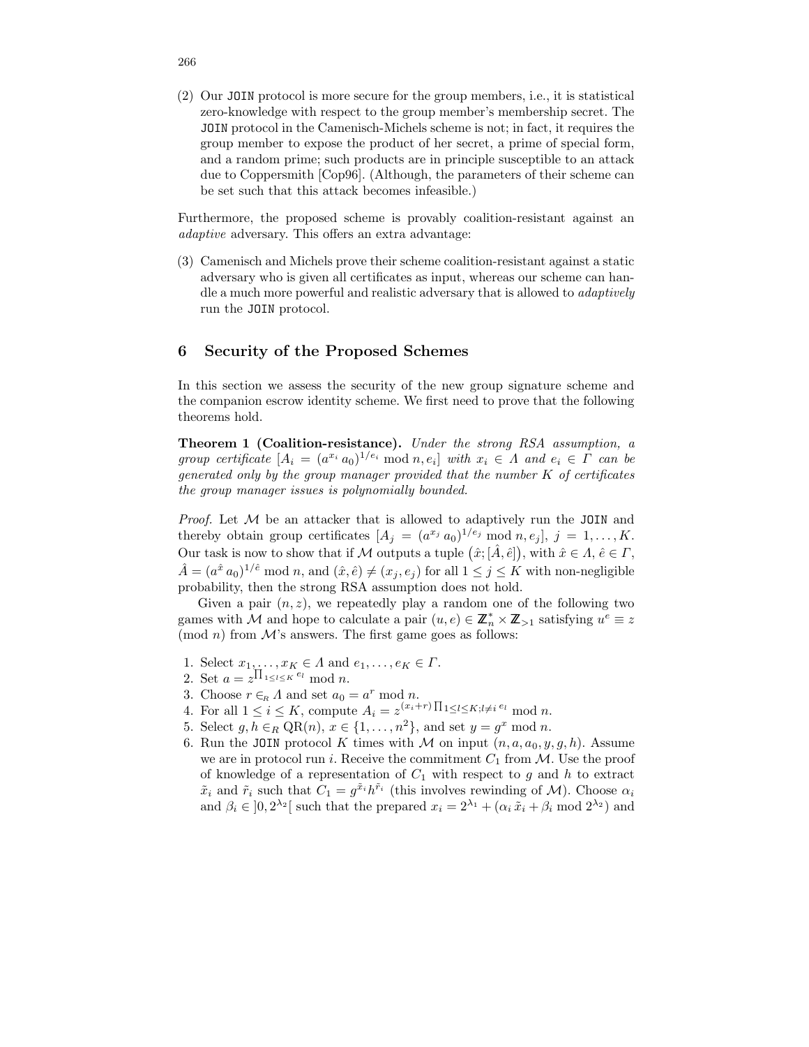(2) Our `JOIN` protocol is more secure for the group members, i.e., it is statistical zero-knowledge with respect to the group member's membership secret. The `JOIN` protocol in the Camenisch-Michels scheme is not; in fact, it requires the group member to expose the product of her secret, a prime of special form, and a random prime; such products are in principle susceptible to an attack due to Coppersmith [Cop96]. (Although, the parameters of their scheme can be set such that this attack becomes infeasible.)

Furthermore, the proposed scheme is provably coalition-resistant against an *adaptive* adversary. This offers an extra advantage:

(3) Camenisch and Michels prove their scheme coalition-resistant against a static adversary who is given all certificates as input, whereas our scheme can handle a much more powerful and realistic adversary that is allowed to *adaptively* run the `JOIN` protocol.

## 6 Security of the Proposed Schemes

In this section we assess the security of the new group signature scheme and the companion escrow identity scheme. We first need to prove that the following theorems hold.

**Theorem 1 (Coalition-resistance).** *Under the strong RSA assumption, a group certificate $[A_i = (a^{x_i} a_0)^{1/e_i} \bmod n, e_i]$ with $x_i \in \Lambda$ and $e_i \in \Gamma$ can be generated only by the group manager provided that the number $K$ of certificates the group manager issues is polynomially bounded.*

*Proof.* Let $\mathcal{M}$ be an attacker that is allowed to adaptively run the `JOIN` and thereby obtain group certificates $[A_j = (a^{x_j} a_0)^{1/e_j} \bmod n, e_j]$, $j = 1, \ldots, K$. Our task is now to show that if $\mathcal{M}$ outputs a tuple $(\hat{x}; [\hat{A}, \hat{e}])$, with $\hat{x} \in \Lambda$, $\hat{e} \in \Gamma$, $\hat{A} = (a^{\hat{x}} a_0)^{1/\hat{e}} \bmod n$, and $(\hat{x}, \hat{e}) \neq (x_j, e_j)$ for all $1 \leq j \leq K$ with non-negligible probability, then the strong RSA assumption does not hold.

Given a pair $(n, z)$, we repeatedly play a random one of the following two games with $\mathcal{M}$ and hope to calculate a pair $(u, e) \in \mathbb{Z}_n^* \times \mathbb{Z}_{>1}$ satisfying $u^e \equiv z \pmod{n}$ from $\mathcal{M}$'s answers. The first game goes as follows:

1. Select $x_1, \ldots, x_K \in \Lambda$ and $e_1, \ldots, e_K \in \Gamma$.
2. Set $a = z^{\prod_{1 \leq l \leq K} e_l} \bmod n$.
3. Choose $r \in_R \Lambda$ and set $a_0 = a^r \bmod n$.
4. For all $1 \leq i \leq K$, compute $A_i = z^{(x_i + r) \prod_{1 \leq l \leq K; l \neq i} e_l} \bmod n$.
5. Select $g, h \in_R \mathrm{QR}(n)$, $x \in \{1, \ldots, n^2\}$, and set $y = g^x \bmod n$.
6. Run the `JOIN` protocol $K$ times with $\mathcal{M}$ on input $(n, a, a_0, y, g, h)$. Assume we are in protocol run $i$. Receive the commitment $C_1$ from $\mathcal{M}$. Use the proof of knowledge of a representation of $C_1$ with respect to $g$ and $h$ to extract $\tilde{x}_i$ and $\tilde{r}_i$ such that $C_1 = g^{\tilde{x}_i} h^{\tilde{r}_i}$ (this involves rewinding of $\mathcal{M}$). Choose $\alpha_i$ and $\beta_i \in ]0, 2^{\lambda_2}[$ such that the prepared $x_i = 2^{\lambda_1} + (\alpha_i \tilde{x}_i + \beta_i \bmod 2^{\lambda_2})$ and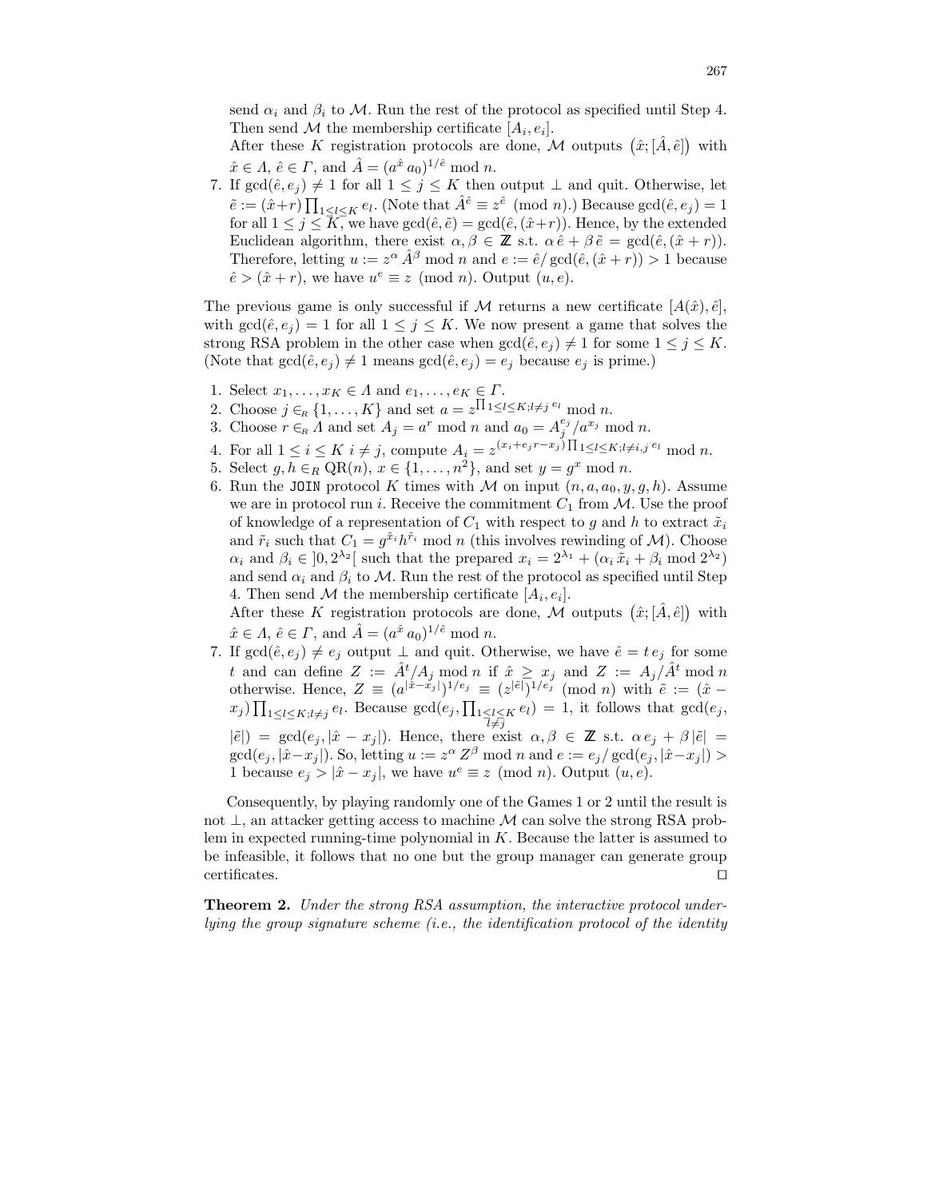send $\alpha_i$ and $\beta_i$ to $\mathcal{M}$. Run the rest of the protocol as specified until Step 4. Then send $\mathcal{M}$ the membership certificate $[A_i, e_i]$.

After these $K$ registration protocols are done, $\mathcal{M}$ outputs $\big(\hat{x}; [\hat{A}, \hat{e}]\big)$ with $\hat{x} \in \Lambda$, $\hat{e} \in \Gamma$, and $\hat{A} = (a^{\hat{x}}\, a_0)^{1/\hat{e}} \bmod n$.

7. If $\gcd(\hat{e}, e_j) \neq 1$ for all $1 \leq j \leq K$ then output $\perp$ and quit. Otherwise, let $\tilde{e} := (\hat{x}+r) \prod_{1 \leq l \leq K} e_l$. (Note that $\hat{A}^{\hat{e}} \equiv z^{\tilde{e}} \pmod{n}$.) Because $\gcd(\hat{e}, e_j) = 1$ for all $1 \leq j \leq K$, we have $\gcd(\hat{e}, \tilde{e}) = \gcd(\hat{e}, (\hat{x}+r))$. Hence, by the extended Euclidean algorithm, there exist $\alpha, \beta \in \mathbb{Z}$ s.t. $\alpha\, \hat{e} + \beta\, \tilde{e} = \gcd(\hat{e}, (\hat{x}+r))$. Therefore, letting $u := z^{\alpha}\, \hat{A}^{\beta} \bmod n$ and $e := \hat{e}/\gcd(\hat{e}, (\hat{x}+r)) > 1$ because $\hat{e} > (\hat{x}+r)$, we have $u^e \equiv z \pmod{n}$. Output $(u, e)$.

The previous game is only successful if $\mathcal{M}$ returns a new certificate $[A(\hat{x}), \hat{e}]$, with $\gcd(\hat{e}, e_j) = 1$ for all $1 \leq j \leq K$. We now present a game that solves the strong RSA problem in the other case when $\gcd(\hat{e}, e_j) \neq 1$ for some $1 \leq j \leq K$. (Note that $\gcd(\hat{e}, e_j) \neq 1$ means $\gcd(\hat{e}, e_j) = e_j$ because $e_j$ is prime.)

1. Select $x_1, \ldots, x_K \in \Lambda$ and $e_1, \ldots, e_K \in \Gamma$.
2. Choose $j \in_R \{1, \ldots, K\}$ and set $a = z^{\prod_{1 \leq l \leq K; l \neq j} e_l} \bmod n$.
3. Choose $r \in_R \Lambda$ and set $A_j = a^r \bmod n$ and $a_0 = A_j^{e_j}/a^{x_j} \bmod n$.
4. For all $1 \leq i \leq K$ $i \neq j$, compute $A_i = z^{(x_i + e_j r - x_j) \prod_{1 \leq l \leq K; l \neq i,j} e_l} \bmod n$.
5. Select $g, h \in_R \mathrm{QR}(n)$, $x \in \{1, \ldots, n^2\}$, and set $y = g^x \bmod n$.
6. Run the `JOIN` protocol $K$ times with $\mathcal{M}$ on input $(n, a, a_0, y, g, h)$. Assume we are in protocol run $i$. Receive the commitment $C_1$ from $\mathcal{M}$. Use the proof of knowledge of a representation of $C_1$ with respect to $g$ and $h$ to extract $\tilde{x}_i$ and $\tilde{r}_i$ such that $C_1 = g^{\tilde{x}_i} h^{\tilde{r}_i} \bmod n$ (this involves rewinding of $\mathcal{M}$). Choose $\alpha_i$ and $\beta_i \in\, ]0, 2^{\lambda_2}[$ such that the prepared $x_i = 2^{\lambda_1} + (\alpha_i\, \tilde{x}_i + \beta_i \bmod 2^{\lambda_2})$ and send $\alpha_i$ and $\beta_i$ to $\mathcal{M}$. Run the rest of the protocol as specified until Step 4. Then send $\mathcal{M}$ the membership certificate $[A_i, e_i]$.

   After these $K$ registration protocols are done, $\mathcal{M}$ outputs $\big(\hat{x}; [\hat{A}, \hat{e}]\big)$ with $\hat{x} \in \Lambda$, $\hat{e} \in \Gamma$, and $\hat{A} = (a^{\hat{x}}\, a_0)^{1/\hat{e}} \bmod n$.
7. If $\gcd(\hat{e}, e_j) \neq e_j$ output $\perp$ and quit. Otherwise, we have $\hat{e} = t\, e_j$ for some $t$ and can define $Z := \hat{A}^t / A_j \bmod n$ if $\hat{x} \geq x_j$ and $Z := A_j / \hat{A}^t \bmod n$ otherwise. Hence, $Z \equiv (a^{|\hat{x} - x_j|})^{1/e_j} \equiv (z^{|\tilde{e}|})^{1/e_j} \pmod{n}$ with $\tilde{e} := (\hat{x} - x_j) \prod_{1 \leq l \leq K; l \neq j} e_l$. Because $\gcd(e_j, \prod_{\substack{1 \leq l \leq K \\ l \neq j}} e_l) = 1$, it follows that $\gcd(e_j, |\tilde{e}|) = \gcd(e_j, |\hat{x} - x_j|)$. Hence, there exist $\alpha, \beta \in \mathbb{Z}$ s.t. $\alpha\, e_j + \beta\, |\tilde{e}| = \gcd(e_j, |\hat{x} - x_j|)$. So, letting $u := z^{\alpha}\, Z^{\beta} \bmod n$ and $e := e_j / \gcd(e_j, |\hat{x} - x_j|) > 1$ because $e_j > |\hat{x} - x_j|$, we have $u^e \equiv z \pmod{n}$. Output $(u, e)$.

Consequently, by playing randomly one of the Games 1 or 2 until the result is not $\perp$, an attacker getting access to machine $\mathcal{M}$ can solve the strong RSA problem in expected running-time polynomial in $K$. Because the latter is assumed to be infeasible, it follows that no one but the group manager can generate group certificates. $\square$

**Theorem 2.** *Under the strong RSA assumption, the interactive protocol underlying the group signature scheme (i.e., the identification protocol of the identity*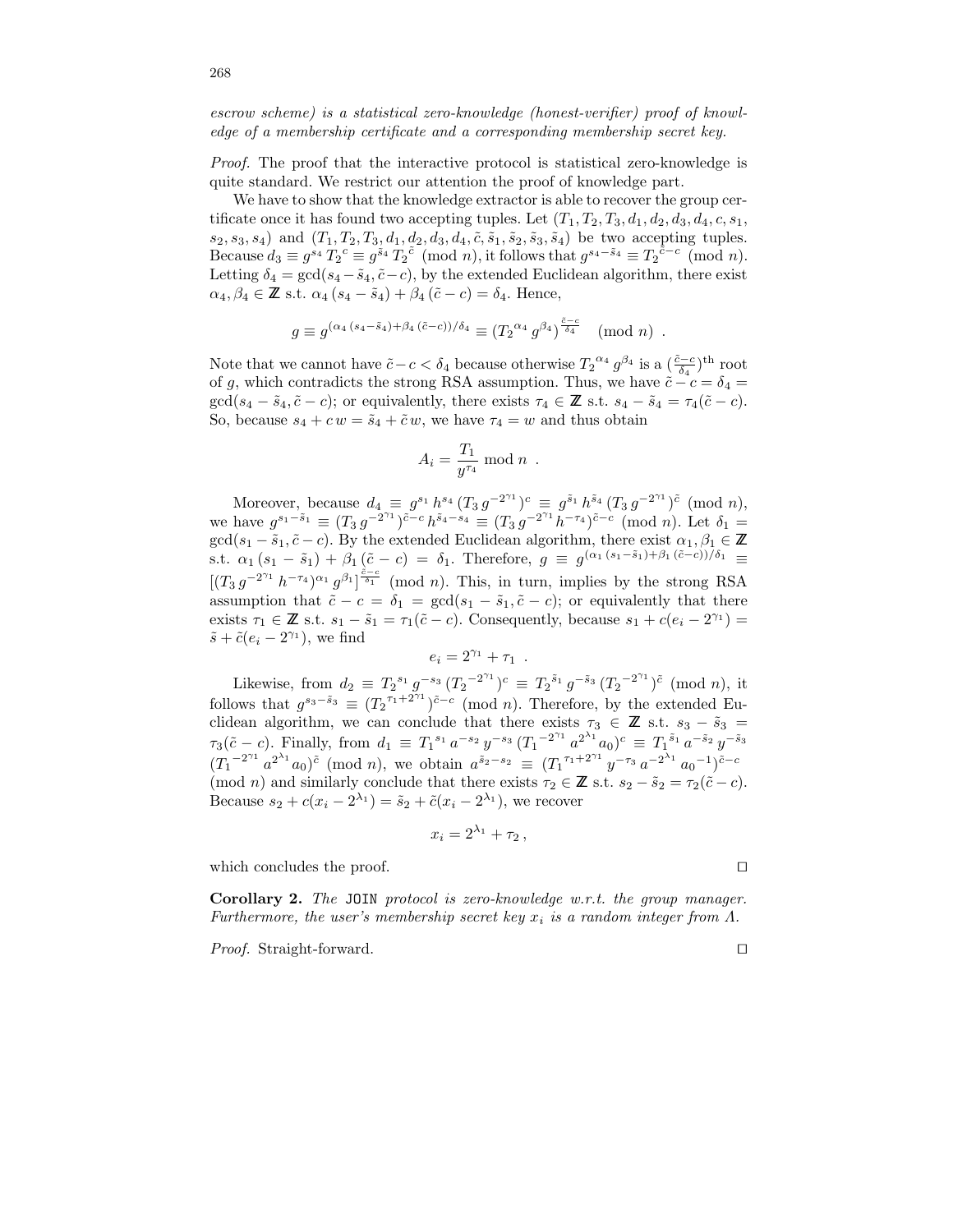*escrow scheme) is a statistical zero-knowledge (honest-verifier) proof of knowledge of a membership certificate and a corresponding membership secret key.*

*Proof.* The proof that the interactive protocol is statistical zero-knowledge is quite standard. We restrict our attention the proof of knowledge part.

We have to show that the knowledge extractor is able to recover the group certificate once it has found two accepting tuples. Let $(T_1, T_2, T_3, d_1, d_2, d_3, d_4, c, s_1, s_2, s_3, s_4)$ and $(T_1, T_2, T_3, d_1, d_2, d_3, d_4, \tilde{c}, \tilde{s}_1, \tilde{s}_2, \tilde{s}_3, \tilde{s}_4)$ be two accepting tuples. Because $d_3 \equiv g^{s_4} \, {T_2}^c \equiv g^{\tilde{s}_4} \, {T_2}^{\tilde{c}} \pmod{n}$, it follows that $g^{s_4 - \tilde{s}_4} \equiv {T_2}^{\tilde{c}-c} \pmod{n}$. Letting $\delta_4 = \gcd(s_4 - \tilde{s}_4, \tilde{c} - c)$, by the extended Euclidean algorithm, there exist $\alpha_4, \beta_4 \in \mathbb{Z}$ s.t. $\alpha_4 \, (s_4 - \tilde{s}_4) + \beta_4 \, (\tilde{c} - c) = \delta_4$. Hence,

$$g \equiv g^{(\alpha_4 \, (s_4 - \tilde{s}_4) + \beta_4 \, (\tilde{c} - c))/\delta_4} \equiv ({T_2}^{\alpha_4} \, g^{\beta_4})^{\frac{\tilde{c}-c}{\delta_4}} \pmod{n} \enspace .$$

Note that we cannot have $\tilde{c} - c < \delta_4$ because otherwise ${T_2}^{\alpha_4} \, g^{\beta_4}$ is a $(\frac{\tilde{c}-c}{\delta_4})^{\text{th}}$ root of $g$, which contradicts the strong RSA assumption. Thus, we have $\tilde{c} - c = \delta_4 = \gcd(s_4 - \tilde{s}_4, \tilde{c} - c)$; or equivalently, there exists $\tau_4 \in \mathbb{Z}$ s.t. $s_4 - \tilde{s}_4 = \tau_4(\tilde{c} - c)$. So, because $s_4 + c\,w = \tilde{s}_4 + \tilde{c}\,w$, we have $\tau_4 = w$ and thus obtain

$$A_i = \frac{T_1}{y^{\tau_4}} \bmod n \enspace .$$

Moreover, because $d_4 \equiv g^{s_1} \, h^{s_4} \, (T_3 \, g^{-2^{\gamma_1}})^c \equiv g^{\tilde{s}_1} \, h^{\tilde{s}_4} \, (T_3 \, g^{-2^{\gamma_1}})^{\tilde{c}} \pmod{n}$, we have $g^{s_1 - \tilde{s}_1} \equiv (T_3 \, g^{-2^{\gamma_1}})^{\tilde{c}-c} \, h^{\tilde{s}_4 - s_4} \equiv (T_3 \, g^{-2^{\gamma_1}} \, h^{-\tau_4})^{\tilde{c}-c} \pmod{n}$. Let $\delta_1 = \gcd(s_1 - \tilde{s}_1, \tilde{c} - c)$. By the extended Euclidean algorithm, there exist $\alpha_1, \beta_1 \in \mathbb{Z}$ s.t. $\alpha_1 \, (s_1 - \tilde{s}_1) + \beta_1 \, (\tilde{c} - c) = \delta_1$. Therefore, $g \equiv g^{(\alpha_1 \, (s_1 - \tilde{s}_1) + \beta_1 \, (\tilde{c} - c))/\delta_1} \equiv [(T_3 \, g^{-2^{\gamma_1}} \, h^{-\tau_4})^{\alpha_1} \, g^{\beta_1}]^{\frac{\tilde{c}-c}{\delta_1}} \pmod{n}$. This, in turn, implies by the strong RSA assumption that $\tilde{c} - c = \delta_1 = \gcd(s_1 - \tilde{s}_1, \tilde{c} - c)$; or equivalently that there exists $\tau_1 \in \mathbb{Z}$ s.t. $s_1 - \tilde{s}_1 = \tau_1(\tilde{c} - c)$. Consequently, because $s_1 + c(e_i - 2^{\gamma_1}) = \tilde{s} + \tilde{c}(e_i - 2^{\gamma_1})$, we find

$$e_i = 2^{\gamma_1} + \tau_1 \enspace .$$

Likewise, from $d_2 \equiv {T_2}^{s_1} \, g^{-s_3} \, ({T_2}^{-2^{\gamma_1}})^c \equiv {T_2}^{\tilde{s}_1} \, g^{-\tilde{s}_3} \, ({T_2}^{-2^{\gamma_1}})^{\tilde{c}} \pmod{n}$, it follows that $g^{s_3 - \tilde{s}_3} \equiv ({T_2}^{\tau_1 + 2^{\gamma_1}})^{\tilde{c}-c} \pmod{n}$. Therefore, by the extended Euclidean algorithm, we can conclude that there exists $\tau_3 \in \mathbb{Z}$ s.t. $s_3 - \tilde{s}_3 = \tau_3(\tilde{c} - c)$. Finally, from $d_1 \equiv {T_1}^{s_1} \, a^{-s_2} \, y^{-s_3} \, ({T_1}^{-2^{\gamma_1}} \, a^{2^{\lambda_1}} \, a_0)^c \equiv {T_1}^{\tilde{s}_1} \, a^{-\tilde{s}_2} \, y^{-\tilde{s}_3} \, ({T_1}^{-2^{\gamma_1}} \, a^{2^{\lambda_1}} \, a_0)^{\tilde{c}} \pmod{n}$, we obtain $a^{\tilde{s}_2 - s_2} \equiv ({T_1}^{\tau_1 + 2^{\gamma_1}} \, y^{-\tau_3} \, a^{-2^{\lambda_1}} \, {a_0}^{-1})^{\tilde{c}-c} \pmod{n}$ and similarly conclude that there exists $\tau_2 \in \mathbb{Z}$ s.t. $s_2 - \tilde{s}_2 = \tau_2(\tilde{c} - c)$. Because $s_2 + c(x_i - 2^{\lambda_1}) = \tilde{s}_2 + \tilde{c}(x_i - 2^{\lambda_1})$, we recover

$$x_i = 2^{\lambda_1} + \tau_2 \,,$$

which concludes the proof. □

**Corollary 2.** *The* `JOIN` *protocol is zero-knowledge w.r.t. the group manager. Furthermore, the user's membership secret key $x_i$ is a random integer from $\Lambda$.*

*Proof.* Straight-forward. □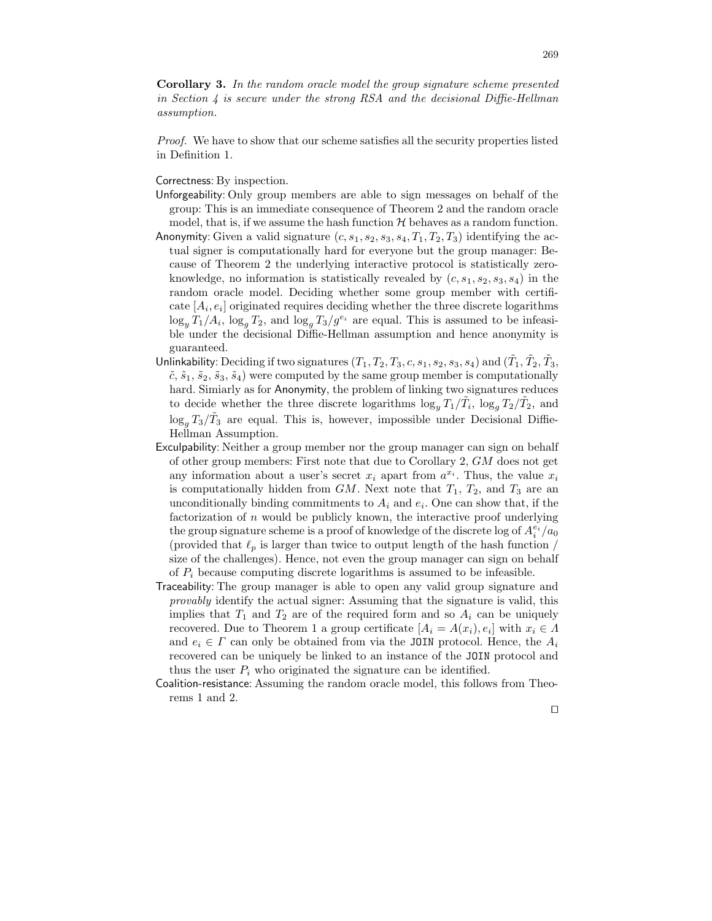**Corollary 3.** *In the random oracle model the group signature scheme presented in Section 4 is secure under the strong RSA and the decisional Diffie-Hellman assumption.*

*Proof.* We have to show that our scheme satisfies all the security properties listed in Definition 1.

Correctness: By inspection.

Unforgeability: Only group members are able to sign messages on behalf of the group: This is an immediate consequence of Theorem 2 and the random oracle model, that is, if we assume the hash function $\mathcal{H}$ behaves as a random function.

Anonymity: Given a valid signature $(c, s_1, s_2, s_3, s_4, T_1, T_2, T_3)$ identifying the actual signer is computationally hard for everyone but the group manager: Because of Theorem 2 the underlying interactive protocol is statistically zero-knowledge, no information is statistically revealed by $(c, s_1, s_2, s_3, s_4)$ in the random oracle model. Deciding whether some group member with certificate $[A_i, e_i]$ originated requires deciding whether the three discrete logarithms $\log_y T_1/A_i$, $\log_g T_2$, and $\log_g T_3/g^{e_i}$ are equal. This is assumed to be infeasible under the decisional Diffie-Hellman assumption and hence anonymity is guaranteed.

Unlinkability: Deciding if two signatures $(T_1, T_2, T_3, c, s_1, s_2, s_3, s_4)$ and $(\tilde{T}_1, \tilde{T}_2, \tilde{T}_3, \tilde{c}, \tilde{s}_1, \tilde{s}_2, \tilde{s}_3, \tilde{s}_4)$ were computed by the same group member is computationally hard. Simiarly as for Anonymity, the problem of linking two signatures reduces to decide whether the three discrete logarithms $\log_y T_1/\tilde{T}_i$, $\log_g T_2/\tilde{T}_2$, and $\log_g T_3/\tilde{T}_3$ are equal. This is, however, impossible under Decisional Diffie-Hellman Assumption.

Exculpability: Neither a group member nor the group manager can sign on behalf of other group members: First note that due to Corollary 2, $GM$ does not get any information about a user's secret $x_i$ apart from $a^{x_i}$. Thus, the value $x_i$ is computationally hidden from $GM$. Next note that $T_1$, $T_2$, and $T_3$ are an unconditionally binding commitments to $A_i$ and $e_i$. One can show that, if the factorization of $n$ would be publicly known, the interactive proof underlying the group signature scheme is a proof of knowledge of the discrete log of $A_i^{e_i}/a_0$ (provided that $\ell_p$ is larger than twice to output length of the hash function / size of the challenges). Hence, not even the group manager can sign on behalf of $P_i$ because computing discrete logarithms is assumed to be infeasible.

Traceability: The group manager is able to open any valid group signature and *provably* identify the actual signer: Assuming that the signature is valid, this implies that $T_1$ and $T_2$ are of the required form and so $A_i$ can be uniquely recovered. Due to Theorem 1 a group certificate $[A_i = A(x_i), e_i]$ with $x_i \in \Lambda$ and $e_i \in \Gamma$ can only be obtained from via the `JOIN` protocol. Hence, the $A_i$ recovered can be uniquely be linked to an instance of the `JOIN` protocol and thus the user $P_i$ who originated the signature can be identified.

Coalition-resistance: Assuming the random oracle model, this follows from Theorems 1 and 2.

□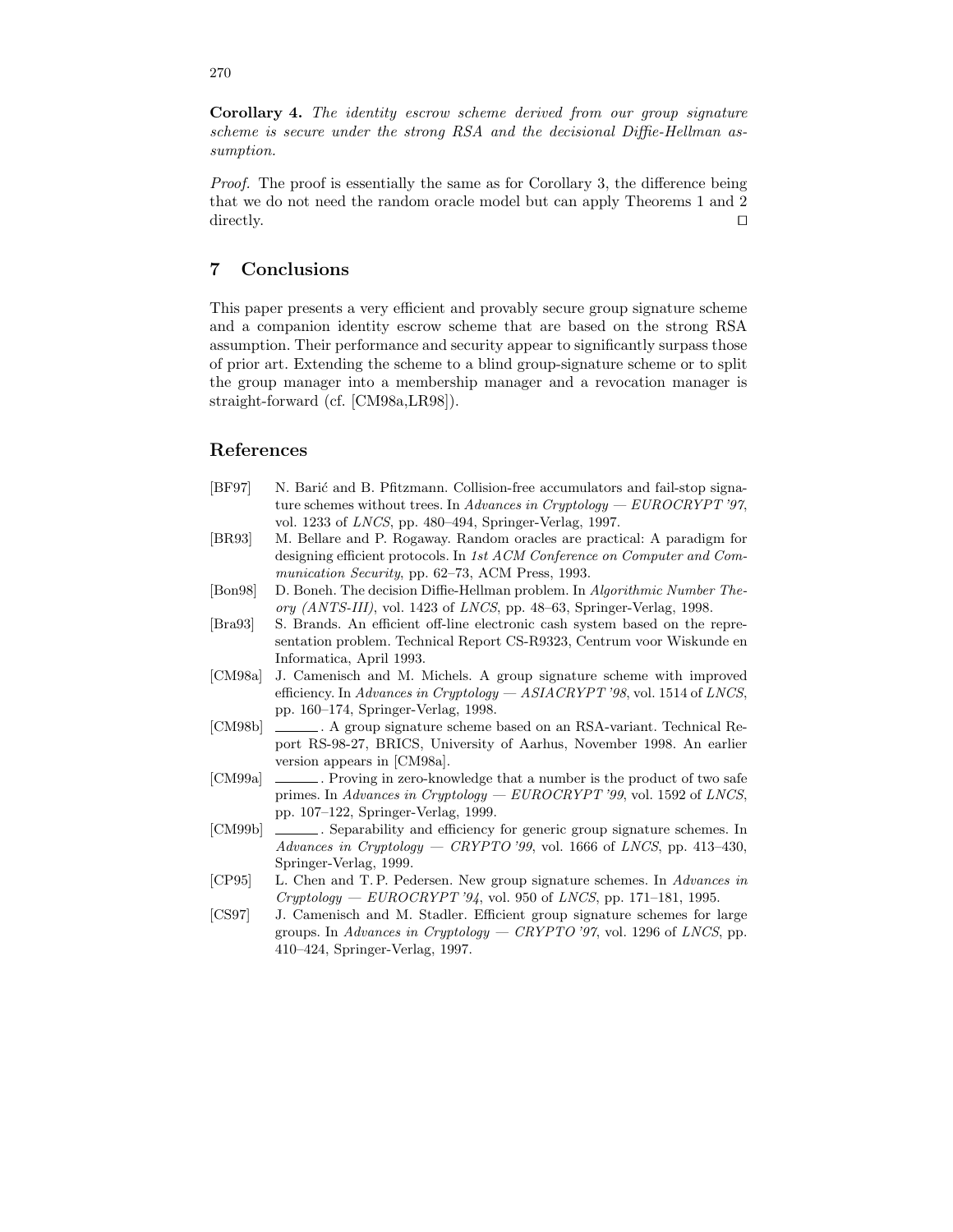**Corollary 4.** *The identity escrow scheme derived from our group signature scheme is secure under the strong RSA and the decisional Diffie-Hellman assumption.*

*Proof.* The proof is essentially the same as for Corollary 3, the difference being that we do not need the random oracle model but can apply Theorems 1 and 2 directly. □

## 7 Conclusions

This paper presents a very efficient and provably secure group signature scheme and a companion identity escrow scheme that are based on the strong RSA assumption. Their performance and security appear to significantly surpass those of prior art. Extending the scheme to a blind group-signature scheme or to split the group manager into a membership manager and a revocation manager is straight-forward (cf. [CM98a,LR98]).

## References

- [BF97] N. Barić and B. Pfitzmann. Collision-free accumulators and fail-stop signature schemes without trees. In *Advances in Cryptology — EUROCRYPT '97*, vol. 1233 of *LNCS*, pp. 480–494, Springer-Verlag, 1997.
- [BR93] M. Bellare and P. Rogaway. Random oracles are practical: A paradigm for designing efficient protocols. In *1st ACM Conference on Computer and Communication Security*, pp. 62–73, ACM Press, 1993.
- [Bon98] D. Boneh. The decision Diffie-Hellman problem. In *Algorithmic Number Theory (ANTS-III)*, vol. 1423 of *LNCS*, pp. 48–63, Springer-Verlag, 1998.
- [Bra93] S. Brands. An efficient off-line electronic cash system based on the representation problem. Technical Report CS-R9323, Centrum voor Wiskunde en Informatica, April 1993.
- [CM98a] J. Camenisch and M. Michels. A group signature scheme with improved efficiency. In *Advances in Cryptology — ASIACRYPT '98*, vol. 1514 of *LNCS*, pp. 160–174, Springer-Verlag, 1998.
- [CM98b] ______. A group signature scheme based on an RSA-variant. Technical Report RS-98-27, BRICS, University of Aarhus, November 1998. An earlier version appears in [CM98a].
- [CM99a] ______. Proving in zero-knowledge that a number is the product of two safe primes. In *Advances in Cryptology — EUROCRYPT '99*, vol. 1592 of *LNCS*, pp. 107–122, Springer-Verlag, 1999.
- [CM99b] ______. Separability and efficiency for generic group signature schemes. In *Advances in Cryptology — CRYPTO '99*, vol. 1666 of *LNCS*, pp. 413–430, Springer-Verlag, 1999.
- [CP95] L. Chen and T. P. Pedersen. New group signature schemes. In *Advances in Cryptology — EUROCRYPT '94*, vol. 950 of *LNCS*, pp. 171–181, 1995.
- [CS97] J. Camenisch and M. Stadler. Efficient group signature schemes for large groups. In *Advances in Cryptology — CRYPTO '97*, vol. 1296 of *LNCS*, pp. 410–424, Springer-Verlag, 1997.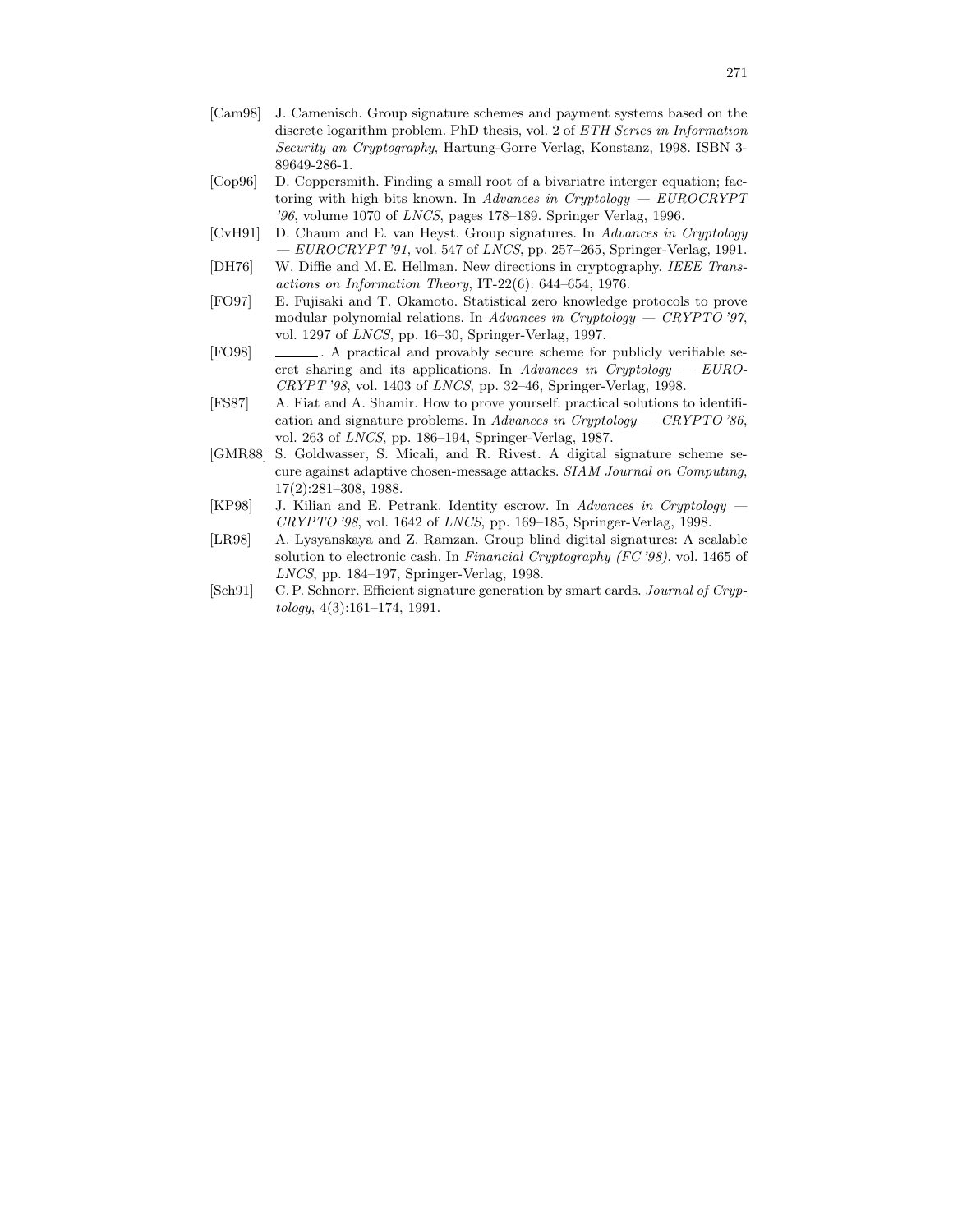[Cam98] J. Camenisch. Group signature schemes and payment systems based on the discrete logarithm problem. PhD thesis, vol. 2 of *ETH Series in Information Security an Cryptography*, Hartung-Gorre Verlag, Konstanz, 1998. ISBN 3-89649-286-1.

[Cop96] D. Coppersmith. Finding a small root of a bivariatre interger equation; factoring with high bits known. In *Advances in Cryptology — EUROCRYPT '96*, volume 1070 of *LNCS*, pages 178–189. Springer Verlag, 1996.

[CvH91] D. Chaum and E. van Heyst. Group signatures. In *Advances in Cryptology — EUROCRYPT '91*, vol. 547 of *LNCS*, pp. 257–265, Springer-Verlag, 1991.

[DH76] W. Diffie and M. E. Hellman. New directions in cryptography. *IEEE Transactions on Information Theory*, IT-22(6): 644–654, 1976.

[FO97] E. Fujisaki and T. Okamoto. Statistical zero knowledge protocols to prove modular polynomial relations. In *Advances in Cryptology — CRYPTO '97*, vol. 1297 of *LNCS*, pp. 16–30, Springer-Verlag, 1997.

[FO98] ______. A practical and provably secure scheme for publicly verifiable secret sharing and its applications. In *Advances in Cryptology — EUROCRYPT '98*, vol. 1403 of *LNCS*, pp. 32–46, Springer-Verlag, 1998.

[FS87] A. Fiat and A. Shamir. How to prove yourself: practical solutions to identification and signature problems. In *Advances in Cryptology — CRYPTO '86*, vol. 263 of *LNCS*, pp. 186–194, Springer-Verlag, 1987.

[GMR88] S. Goldwasser, S. Micali, and R. Rivest. A digital signature scheme secure against adaptive chosen-message attacks. *SIAM Journal on Computing*, 17(2):281–308, 1988.

[KP98] J. Kilian and E. Petrank. Identity escrow. In *Advances in Cryptology — CRYPTO '98*, vol. 1642 of *LNCS*, pp. 169–185, Springer-Verlag, 1998.

[LR98] A. Lysyanskaya and Z. Ramzan. Group blind digital signatures: A scalable solution to electronic cash. In *Financial Cryptography (FC '98)*, vol. 1465 of *LNCS*, pp. 184–197, Springer-Verlag, 1998.

[Sch91] C. P. Schnorr. Efficient signature generation by smart cards. *Journal of Cryptology*, 4(3):161–174, 1991.